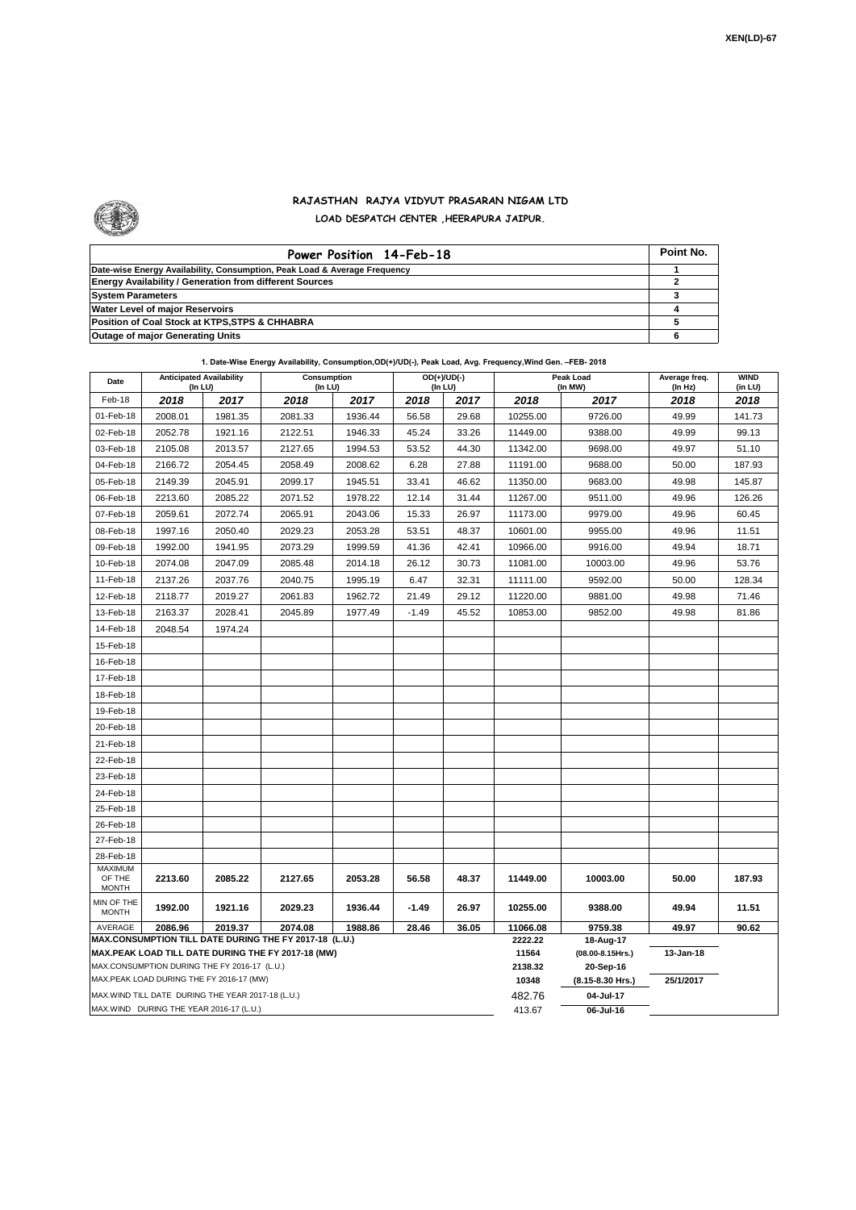XEN(LD)-67

# RAJASTHAN RAJYA VIDYUT PRASARAN NIGAM LTD

## LOAD DESPATCH CENTER ,HEERAPURA JAIPUR.

| Power Position 14-Feb-18 | Point No. |
|---|---|
| Date-wise Energy Availability, Consumption, Peak Load & Average Frequency | 1 |
| Energy Availability / Generation from different Sources | 2 |
| System Parameters | 3 |
| Water Level of major Reservoirs | 4 |
| Position of Coal Stock at KTPS,STPS & CHHABRA | 5 |
| Outage of major Generating Units | 6 |

**1. Date-Wise Energy Availability, Consumption,OD(+)/UD(-), Peak Load, Avg. Frequency,Wind Gen. –FEB- 2018**

| Date | Anticipated Availability (In LU) | | Consumption (In LU) | | OD(+)/UD(-) (In LU) | | Peak Load (In MW) | | Average freq. (In Hz) | WIND (in LU) |
|---|---|---|---|---|---|---|---|---|---|---|
| Feb-18 | 2018 | 2017 | 2018 | 2017 | 2018 | 2017 | 2018 | 2017 | 2018 | 2018 |
| 01-Feb-18 | 2008.01 | 1981.35 | 2081.33 | 1936.44 | 56.58 | 29.68 | 10255.00 | 9726.00 | 49.99 | 141.73 |
| 02-Feb-18 | 2052.78 | 1921.16 | 2122.51 | 1946.33 | 45.24 | 33.26 | 11449.00 | 9388.00 | 49.99 | 99.13 |
| 03-Feb-18 | 2105.08 | 2013.57 | 2127.65 | 1994.53 | 53.52 | 44.30 | 11342.00 | 9698.00 | 49.97 | 51.10 |
| 04-Feb-18 | 2166.72 | 2054.45 | 2058.49 | 2008.62 | 6.28 | 27.88 | 11191.00 | 9688.00 | 50.00 | 187.93 |
| 05-Feb-18 | 2149.39 | 2045.91 | 2099.17 | 1945.51 | 33.41 | 46.62 | 11350.00 | 9683.00 | 49.98 | 145.87 |
| 06-Feb-18 | 2213.60 | 2085.22 | 2071.52 | 1978.22 | 12.14 | 31.44 | 11267.00 | 9511.00 | 49.96 | 126.26 |
| 07-Feb-18 | 2059.61 | 2072.74 | 2065.91 | 2043.06 | 15.33 | 26.97 | 11173.00 | 9979.00 | 49.96 | 60.45 |
| 08-Feb-18 | 1997.16 | 2050.40 | 2029.23 | 2053.28 | 53.51 | 48.37 | 10601.00 | 9955.00 | 49.96 | 11.51 |
| 09-Feb-18 | 1992.00 | 1941.95 | 2073.29 | 1999.59 | 41.36 | 42.41 | 10966.00 | 9916.00 | 49.94 | 18.71 |
| 10-Feb-18 | 2074.08 | 2047.09 | 2085.48 | 2014.18 | 26.12 | 30.73 | 11081.00 | 10003.00 | 49.96 | 53.76 |
| 11-Feb-18 | 2137.26 | 2037.76 | 2040.75 | 1995.19 | 6.47 | 32.31 | 11111.00 | 9592.00 | 50.00 | 128.34 |
| 12-Feb-18 | 2118.77 | 2019.27 | 2061.83 | 1962.72 | 21.49 | 29.12 | 11220.00 | 9881.00 | 49.98 | 71.46 |
| 13-Feb-18 | 2163.37 | 2028.41 | 2045.89 | 1977.49 | -1.49 | 45.52 | 10853.00 | 9852.00 | 49.98 | 81.86 |
| 14-Feb-18 | 2048.54 | 1974.24 | | | | | | | | |
| 15-Feb-18 | | | | | | | | | | |
| 16-Feb-18 | | | | | | | | | | |
| 17-Feb-18 | | | | | | | | | | |
| 18-Feb-18 | | | | | | | | | | |
| 19-Feb-18 | | | | | | | | | | |
| 20-Feb-18 | | | | | | | | | | |
| 21-Feb-18 | | | | | | | | | | |
| 22-Feb-18 | | | | | | | | | | |
| 23-Feb-18 | | | | | | | | | | |
| 24-Feb-18 | | | | | | | | | | |
| 25-Feb-18 | | | | | | | | | | |
| 26-Feb-18 | | | | | | | | | | |
| 27-Feb-18 | | | | | | | | | | |
| 28-Feb-18 | | | | | | | | | | |
| MAXIMUM OF THE MONTH | 2213.60 | 2085.22 | 2127.65 | 2053.28 | 56.58 | 48.37 | 11449.00 | 10003.00 | 50.00 | 187.93 |
| MIN OF THE MONTH | 1992.00 | 1921.16 | 2029.23 | 1936.44 | -1.49 | 26.97 | 10255.00 | 9388.00 | 49.94 | 11.51 |
| AVERAGE | 2086.96 | 2019.37 | 2074.08 | 1988.86 | 28.46 | 36.05 | 11066.08 | 9759.38 | 49.97 | 90.62 |
| MAX.CONSUMPTION TILL DATE DURING THE FY 2017-18 (L.U.) | | | | | | | 2222.22 | 18-Aug-17 | | |
| MAX.PEAK LOAD TILL DATE DURING THE FY 2017-18 (MW) | | | | | | | 11564 | (08.00-8.15Hrs.) | 13-Jan-18 | |
| MAX.CONSUMPTION DURING THE FY 2016-17 (L.U.) | | | | | | | 2138.32 | 20-Sep-16 | | |
| MAX.PEAK LOAD DURING THE FY 2016-17 (MW) | | | | | | | 10348 | (8.15-8.30 Hrs.) | 25/1/2017 | |
| MAX.WIND TILL DATE DURING THE YEAR 2017-18 (L.U.) | | | | | | | 482.76 | 04-Jul-17 | | |
| MAX.WIND DURING THE YEAR 2016-17 (L.U.) | | | | | | | 413.67 | 06-Jul-16 | | |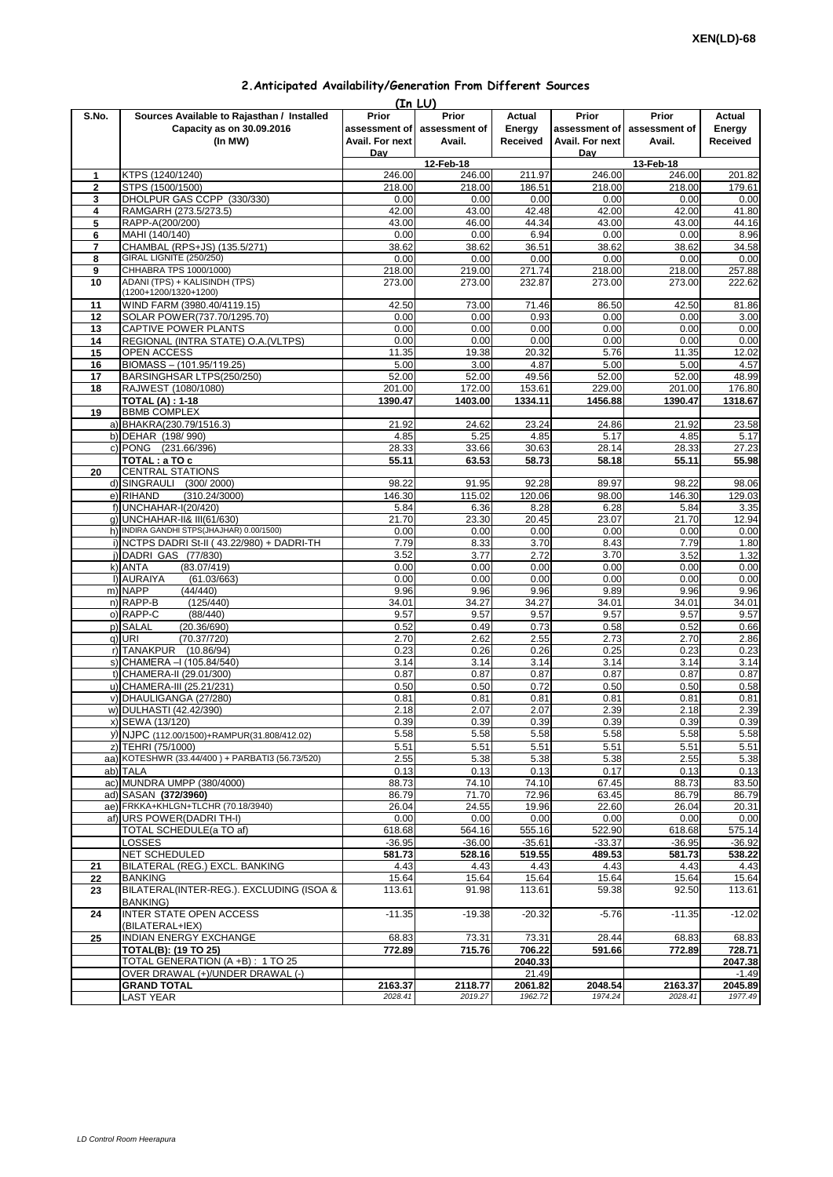## 2.Anticipated Availability/Generation From Different Sources

(In LU)

| S.No. | Sources Available to Rajasthan / Installed Capacity as on 30.09.2016 (In MW) | Prior assessment of Avail. For next Day | Prior assessment of Avail. | Actual Energy Received | Prior assessment of Avail. For next Day | Prior assessment of Avail. | Actual Energy Received |
|---|---|---|---|---|---|---|---|
| | | 12-Feb-18 | | | 13-Feb-18 | | |
| 1 | KTPS (1240/1240) | 246.00 | 246.00 | 211.97 | 246.00 | 246.00 | 201.82 |
| 2 | STPS (1500/1500) | 218.00 | 218.00 | 186.51 | 218.00 | 218.00 | 179.61 |
| 3 | DHOLPUR GAS CCPP (330/330) | 0.00 | 0.00 | 0.00 | 0.00 | 0.00 | 0.00 |
| 4 | RAMGARH (273.5/273.5) | 42.00 | 43.00 | 42.48 | 42.00 | 42.00 | 41.80 |
| 5 | RAPP-A(200/200) | 43.00 | 46.00 | 44.34 | 43.00 | 43.00 | 44.16 |
| 6 | MAHI (140/140) | 0.00 | 0.00 | 6.94 | 0.00 | 0.00 | 8.96 |
| 7 | CHAMBAL (RPS+JS) (135.5/271) | 38.62 | 38.62 | 36.51 | 38.62 | 38.62 | 34.58 |
| 8 | GIRAL LIGNITE (250/250) | 0.00 | 0.00 | 0.00 | 0.00 | 0.00 | 0.00 |
| 9 | CHHABRA TPS 1000/1000) | 218.00 | 219.00 | 271.74 | 218.00 | 218.00 | 257.88 |
| 10 | ADANI (TPS) + KALISINDH (TPS) (1200+1200/1320+1200) | 273.00 | 273.00 | 232.87 | 273.00 | 273.00 | 222.62 |
| 11 | WIND FARM (3980.40/4119.15) | 42.50 | 73.00 | 71.46 | 86.50 | 42.50 | 81.86 |
| 12 | SOLAR POWER(737.70/1295.70) | 0.00 | 0.00 | 0.93 | 0.00 | 0.00 | 3.00 |
| 13 | CAPTIVE POWER PLANTS | 0.00 | 0.00 | 0.00 | 0.00 | 0.00 | 0.00 |
| 14 | REGIONAL (INTRA STATE) O.A.(VLTPS) | 0.00 | 0.00 | 0.00 | 0.00 | 0.00 | 0.00 |
| 15 | OPEN ACCESS | 11.35 | 19.38 | 20.32 | 5.76 | 11.35 | 12.02 |
| 16 | BIOMASS – (101.95/119.25) | 5.00 | 3.00 | 4.87 | 5.00 | 5.00 | 4.57 |
| 17 | BARSINGHSAR LTPS(250/250) | 52.00 | 52.00 | 49.56 | 52.00 | 52.00 | 48.99 |
| 18 | RAJWEST (1080/1080) | 201.00 | 172.00 | 153.61 | 229.00 | 201.00 | 176.80 |
| | **TOTAL (A) : 1-18** | **1390.47** | **1403.00** | **1334.11** | **1456.88** | **1390.47** | **1318.67** |
| 19 | BBMB COMPLEX | | | | | | |
| | a) BHAKRA(230.79/1516.3) | 21.92 | 24.62 | 23.24 | 24.86 | 21.92 | 23.58 |
| | b) DEHAR (198/ 990) | 4.85 | 5.25 | 4.85 | 5.17 | 4.85 | 5.17 |
| | c) PONG (231.66/396) | 28.33 | 33.66 | 30.63 | 28.14 | 28.33 | 27.23 |
| | **TOTAL : a TO c** | **55.11** | **63.53** | **58.73** | **58.18** | **55.11** | **55.98** |
| 20 | CENTRAL STATIONS | | | | | | |
| | d) SINGRAULI (300/ 2000) | 98.22 | 91.95 | 92.28 | 89.97 | 98.22 | 98.06 |
| | e) RIHAND (310.24/3000) | 146.30 | 115.02 | 120.06 | 98.00 | 146.30 | 129.03 |
| | f) UNCHAHAR-I(20/420) | 5.84 | 6.36 | 8.28 | 6.28 | 5.84 | 3.35 |
| | g) UNCHAHAR-II& III(61/630) | 21.70 | 23.30 | 20.45 | 23.07 | 21.70 | 12.94 |
| | h) INDIRA GANDHI STPS(JHAJHAR) 0.00/1500) | 0.00 | 0.00 | 0.00 | 0.00 | 0.00 | 0.00 |
| | i) NCTPS DADRI St-II ( 43.22/980) + DADRI-TH | 7.79 | 8.33 | 3.70 | 8.43 | 7.79 | 1.80 |
| | j) DADRI GAS (77/830) | 3.52 | 3.77 | 2.72 | 3.70 | 3.52 | 1.32 |
| | k) ANTA (83.07/419) | 0.00 | 0.00 | 0.00 | 0.00 | 0.00 | 0.00 |
| | l) AURAIYA (61.03/663) | 0.00 | 0.00 | 0.00 | 0.00 | 0.00 | 0.00 |
| | m) NAPP (44/440) | 9.96 | 9.96 | 9.96 | 9.89 | 9.96 | 9.96 |
| | n) RAPP-B (125/440) | 34.01 | 34.27 | 34.27 | 34.01 | 34.01 | 34.01 |
| | o) RAPP-C (88/440) | 9.57 | 9.57 | 9.57 | 9.57 | 9.57 | 9.57 |
| | p) SALAL (20.36/690) | 0.52 | 0.49 | 0.73 | 0.58 | 0.52 | 0.66 |
| | q) URI (70.37/720) | 2.70 | 2.62 | 2.55 | 2.73 | 2.70 | 2.86 |
| | r) TANAKPUR (10.86/94) | 0.23 | 0.26 | 0.26 | 0.25 | 0.23 | 0.23 |
| | s) CHAMERA –I (105.84/540) | 3.14 | 3.14 | 3.14 | 3.14 | 3.14 | 3.14 |
| | t) CHAMERA-II (29.01/300) | 0.87 | 0.87 | 0.87 | 0.87 | 0.87 | 0.87 |
| | u) CHAMERA-III (25.21/231) | 0.50 | 0.50 | 0.72 | 0.50 | 0.50 | 0.58 |
| | v) DHAULIGANGA (27/280) | 0.81 | 0.81 | 0.81 | 0.81 | 0.81 | 0.81 |
| | w) DULHASTI (42.42/390) | 2.18 | 2.07 | 2.07 | 2.39 | 2.18 | 2.39 |
| | x) SEWA (13/120) | 0.39 | 0.39 | 0.39 | 0.39 | 0.39 | 0.39 |
| | y) NJPC (112.00/1500)+RAMPUR(31.808/412.02) | 5.58 | 5.58 | 5.58 | 5.58 | 5.58 | 5.58 |
| | z) TEHRI (75/1000) | 5.51 | 5.51 | 5.51 | 5.51 | 5.51 | 5.51 |
| | aa) KOTESHWR (33.44/400 ) + PARBATI3 (56.73/520) | 2.55 | 5.38 | 5.38 | 5.38 | 2.55 | 5.38 |
| | ab) TALA | 0.13 | 0.13 | 0.13 | 0.17 | 0.13 | 0.13 |
| | ac) MUNDRA UMPP (380/4000) | 88.73 | 74.10 | 74.10 | 67.45 | 88.73 | 83.50 |
| | ad) SASAN **(372/3960)** | 86.79 | 71.70 | 72.96 | 63.45 | 86.79 | 86.79 |
| | ae) FRKKA+KHLGN+TLCHR (70.18/3940) | 26.04 | 24.55 | 19.96 | 22.60 | 26.04 | 20.31 |
| | af) URS POWER(DADRI TH-I) | 0.00 | 0.00 | 0.00 | 0.00 | 0.00 | 0.00 |
| | TOTAL SCHEDULE(a TO af) | 618.68 | 564.16 | 555.16 | 522.90 | 618.68 | 575.14 |
| | LOSSES | -36.95 | -36.00 | -35.61 | -33.37 | -36.95 | -36.92 |
| | NET SCHEDULED | 581.73 | 528.16 | 519.55 | 489.53 | 581.73 | 538.22 |
| 21 | BILATERAL (REG.) EXCL. BANKING | 4.43 | 4.43 | 4.43 | 4.43 | 4.43 | 4.43 |
| 22 | BANKING | 15.64 | 15.64 | 15.64 | 15.64 | 15.64 | 15.64 |
| 23 | BILATERAL(INTER-REG.). EXCLUDING (ISOA & BANKING) | 113.61 | 91.98 | 113.61 | 59.38 | 92.50 | 113.61 |
| 24 | INTER STATE OPEN ACCESS (BILATERAL+IEX) | -11.35 | -19.38 | -20.32 | -5.76 | -11.35 | -12.02 |
| 25 | INDIAN ENERGY EXCHANGE | 68.83 | 73.31 | 73.31 | 28.44 | 68.83 | 68.83 |
| | **TOTAL(B): (19 TO 25)** | **772.89** | **715.76** | **706.22** | **591.66** | **772.89** | **728.71** |
| | TOTAL GENERATION (A +B) : 1 TO 25 | | | **2040.33** | | | **2047.38** |
| | OVER DRAWAL (+)/UNDER DRAWAL (-) | | | 21.49 | | | -1.49 |
| | **GRAND TOTAL** | **2163.37** | **2118.77** | **2061.82** | **2048.54** | **2163.37** | **2045.89** |
| | LAST YEAR | *2028.41* | *2019.27* | *1962.72* | *1974.24* | *2028.41* | *1977.49* |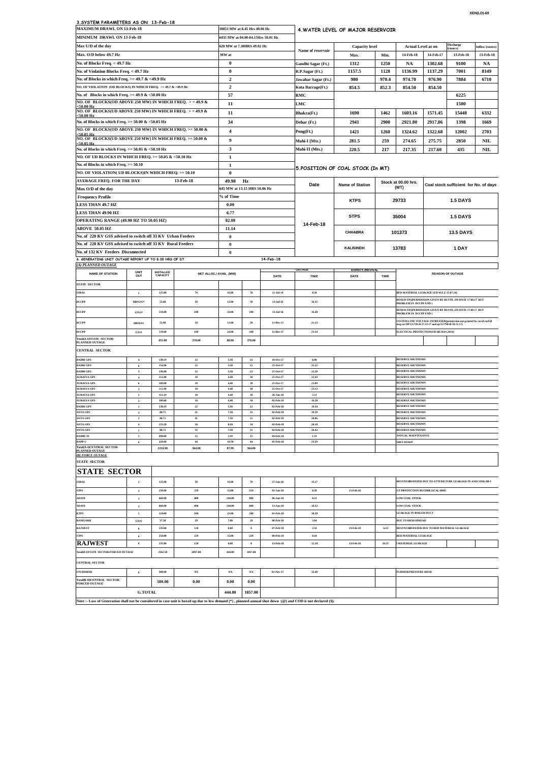XEN(LD)-69

## 3. SYSTEM PARAMETERS AS ON 13-Feb-18

| | |
|---|---|
| MAXIMUM DRAWL ON 13-Feb-18 | 10853 MW at 8.45 Hrs 49.96 Hz |
| MINIMUM DRAWL ON 13-Feb-18 | 6435 MW at 04.00-04.15Hrs 50.01 Hz |
| Max U/D of the day | 620 MW at 7.30HRS 49.92 Hz |
| Max. O/D below 49.7 Hz | MW at |
| No. of Blocks Freq. < 49.7 Hz | 0 |
| No. of Violation Blocks Freq. < 49.7 Hz | 0 |
| No. of Blocks in which Freq. >= 49.7 & <49.9 Hz | 2 |
| NO. OF VIOLATION (OD BLOCKS) IN WHICH FREQ. >= 49.7 & <49.9 Hz | 2 |
| No. of Blocks in which Freq. >= 49.9 & <50.00 Hz | 57 |
| NO. OF BLOCKS(OD ABOVE 250 MW) IN WHICH FREQ. > = 49.9 & <50.00 Hz | 11 |
| NO. OF BLOCKS(UD ABOVE 250 MW) IN WHICH FREQ. > = 49.9 & <50.00 Hz | 11 |
| No. of Blocks in which Freq. >= 50.00 & <50.05 Hz | 34 |
| NO. OF BLOCKS(OD ABOVE 250 MW) IN WHICH FREQ. >= 50.00 & <50.05 Hz | 4 |
| NO. OF BLOCKS(UD ABOVE 250 MW) IN WHICH FREQ. >= 50.00 & <50.05 Hz | 9 |
| No. of Blocks in which Freq. >= 50.05 & <50.10 Hz | 3 |
| NO. OF UD BLOCKS IN WHICH FREQ. >= 50.05 & <50.10 Hz | 1 |
| No. of Blocks in which Freq. >= 50.10 | 1 |
| NO. OF VIOLATION( UD BLOCKS)IN WHICH FREQ. >= 50.10 | 0 |
| AVERAGE FREQ. FOR THE DAY 13-Feb-18 | 49.98 Hz |
| Max O/D of the day | 645 MW at 13.15 HRS 50.06 Hz |
| Frequency Profile | % of Time |
| LESS THAN 49.7 HZ | 0.00 |
| LESS THAN 49.90 HZ | 6.77 |
| OPERATING RANGE (49.90 HZ TO 50.05 HZ) | 82.09 |
| ABOVE 50.05 HZ | 11.14 |
| No. of 220 KV GSS advised to switch off 33 KV Urban Feeders | 0 |
| No. of 220 KV GSS advised to switch off 33 KV Rural Feeders | 0 |
| No. of 132 KV Feeders Disconnected | 0 |

## 4. WATER LEVEL OF MAJOR RESERVOIR

| Name of reservoir | Capacity level Max. | Capacity level Min. | Actual Level as on 14-Feb-18 | Actual Level as on 14-Feb-17 | Discharge (cusecs) 13-Feb-18 | Inflow (cusecs) 13-Feb-18 |
|---|---|---|---|---|---|---|
| Gandhi Sagar (Ft.) | 1312 | 1250 | NA | 1302.68 | 9100 | NA |
| R.P.Sagar (Ft.) | 1157.5 | 1128 | 1136.99 | 1137.29 | 7001 | 8149 |
| Jawahar Sagar (Ft.) | 980 | 970.4 | 974.70 | 976.90 | 7884 | 6710 |
| Kota Barrage(Ft.) | 854.5 | 852.3 | 854.50 | 854.50 | | |
| RMC | | | | | 6225 | |
| LMC | | | | | 1500 | |
| Bhakra(Ft.) | 1690 | 1462 | 1603.16 | 1571.45 | 15448 | 6332 |
| Dehar (Ft.) | 2941 | 2900 | 2921.80 | 2917.06 | 1398 | 1669 |
| Pong(Ft.) | 1421 | 1260 | 1324.62 | 1322.68 | 12002 | 2703 |
| Mahi-I (Mts.) | 281.5 | 259 | 274.65 | 275.75 | 2850 | NIL |
| Mahi-II (Mts.) | 220.5 | 217 | 217.35 | 217.60 | 435 | NIL |

## 5. POSITION OF COAL STOCK (In MT)

| Date | Name of Station | Stock at 00.00 hrs. (MT) | Coal stock sufficient for No. of days |
|---|---|---|---|
| 14-Feb-18 | KTPS | 29733 | 1.5 DAYS |
| | STPS | 35004 | 1.5 DAYS |
| | CHHABRA | 101373 | 13.5 DAYS |
| | KALISINDH | 13783 | 1 DAY |

## 6. GENERATING UNIT OUTAGE REPORT UP TO 8.00 HRS OF DT. 14-Feb-18

### (A) PLANNED OUTAGE

| NAME OF STATION | UNIT OUT | INSTALLED CAPACITY | NET ALLOC./ AVAIL. (MW) | | | OUTAGE DATE | OUTAGE TIME | EXPECT./REVIVAL DATE | EXPECT./REVIVAL TIME | REASON OF OUTAGE |
|---|---|---|---|---|---|---|---|---|---|---|
| **STATE SECTOR** | | | | | | | | | | |
| GIRAL | 1 | 125.00 | 70 | 16.80 | 70 | 11-Jul-14 | 8.20 | | | BED MATERIAL LEAKAGE (S/D W.E.F.15.07.14) |
| DCCPP | HRSG#2* | 55.00 | 50 | 12.00 | 50 | 13-Jul-16 | 16.35 | | | BOXED UP||PERMISSION GIVEN BY RUVNL ON DATE 17.08.17 BUT PROBLEM IN DCCPP END ) |
| DCCPP | GT#2* | 110.00 | 100 | 24.00 | 100 | 13-Jul-16 | 16.40 | | | BOXED UP||PERMISSION GIVEN BY RUVNL ON DATE 17.08.17 BUT PROBLEM IN DCCPP END ) |
| DCCPP | HRSG#1 | 55.00 | 50 | 12.00 | 50 | 11-Dec-17 | 21.12 | | | SYSTEM LINE VOLTAGE INCREASED(permission not granted by ruvnl end ld msg no OP/12/730 dt 27.12.17 and op/12/790/dt 30.12.17) |
| DCCPP | GT#1 | 110.00 | 100 | 24.00 | 100 | 12-Dec-17 | 23.34 | | | ELECTICAL PROTECTION(S/D till 10.01.2018) |
| Total(A I)STATE SECTOR-PLANNED OUTAGE | | 455.00 | 370.00 | 88.80 | 370.00 | | | | | |
| **CENTRAL SECTOR** | | | | | | | | | | |
| DADRI GPS | 4 | 130.19 | 22 | 5.30 | 22 | 18-Oct-17 | 6.00 | | | RESERVE SHUTDOWN |
| DADRI GPS | 6 | 154.00 | 22 | 5.30 | 22 | 25-Oct-17 | 22.22 | | | RESERVE SHUTDOWN |
| DADRI GPS | 3 | 130.00 | 22 | 5.30 | 22 | 25-Oct-17 | 22.30 | | | RESERVE SHUTDOWN |
| AURAIYA GPS | 4 | 111.00 | 18 | 4.40 | 18 | 25-Oct-17 | 22.43 | | | RESERVE SHUTDOWN |
| AURAIYA GPS | 6 | 109.00 | 18 | 4.40 | 18 | 25-Oct-17 | 23.09 | | | RESERVE SHUTDOWN |
| AURAIYA GPS | 3 | 111.00 | 18 | 4.40 | 18 | 25-Oct-17 | 23.12 | | | RESERVE SHUTDOWN |
| AURAIYA GPS | 1 | 111.19 | 18 | 4.40 | 18 | 20-Jan-18 | 5.51 | | | RESERVE SHUTDOWN |
| AURAIYA GPS | 5 | 109.00 | 18 | 4.40 | 18 | 02-Feb-18 | 19.28 | | | RESERVE SHUTDOWN |
| DADRI GPS | 1 | 130.19 | 22 | 5.30 | 22 | 02-Feb-18 | 19.34 | | | RESERVE SHUTDOWN |
| ANTA GPS | 3 | 88.71 | 31 | 7.50 | 31 | 02-Feb-18 | 19.39 | | | RESERVE SHUTDOWN |
| ANTA GPS | 2 | 88.71 | 31 | 7.50 | 31 | 02-Feb-18 | 20.06 | | | RESERVE SHUTDOWN |
| ANTA GPS | 4 | 153.20 | 34 | 8.20 | 34 | 02-Feb-18 | 20.18 | | | RESERVE SHUTDOWN |
| ANTA GPS | 1 | 88.71 | 31 | 7.50 | 31 | 02-Feb-18 | 20.42 | | | RESERVE SHUTDOWN |
| DADRI-T2 | 2 | 490.00 | 15 | 3.59 | 15 | 03-Feb-18 | 1.33 | | | ANNUAL MAINTENANCE |
| RAPP-C | 6 | 220.00 | 44 | 10.50 | 44 | 05-Feb-18 | 23.59 | | | SHUT DOWN |
| Total(A-II)CENTRAL SECTOR-PLANNED OUTAGE | | 2224.90 | 364.00 | 87.99 | 364.00 | | | | | |

### (B) FORCE OUTAGE

| NAME OF STATION | UNIT OUT | INSTALLED CAPACITY | NET ALLOC./ AVAIL. (MW) | | | OUTAGE DATE | OUTAGE TIME | EXPECT./REVIVAL DATE | EXPECT./REVIVAL TIME | REASON OF OUTAGE |
|---|---|---|---|---|---|---|---|---|---|---|
| **STATE SECTOR** | | | | | | | | | | |
| GIRAL | 2 | 125.00 | 70 | 16.80 | 70 | 27-Jan-16 | 15.27 | | | DESYNCHRONIZED DUE TO ATTEND TUBE LEAKAGE IN ASH COOLAR-I |
| STPS | 1 | 250.00 | 229 | 55.00 | 229 | 01-Jan-18 | 6.39 | 15-Feb-18 | | GT PROTECTION BUCHHLOZ ALARM. |
| ADANI | 1 | 660.00 | 600 | 144.00 | 600 | 06-Jan-18 | 8.31 | | | LOW COAL STOCK |
| ADANI | 2 | 660.00 | 600 | 144.00 | 600 | 13-Jan-18 | 18.52 | | | LOW COAL STOCK |
| KTPS | 1 | 110.00 | 100 | 23.00 | 100 | 01-Feb-18 | 18.20 | | | LEAKAGE IN BOILER DUCT |
| RAMGARH | GT#2 | 37.50 | 29 | 7.00 | 29 | 06-Feb-18 | 3.04 | | | DUE TO HIGH SPREAD |
| RAJWEST | 8 | 135.00 | 120 | 0.00 | 0 | 07-Feb-18 | 2.32 | 13-Feb-18 | 6.23 | DESYNCHRONIZED DUE TO BED MATERIAL LEAKAGE |
| STPS | 6 | 250.00 | 229 | 55.00 | 229 | 08-Feb-18 | 8.44 | | | BED MATERIAL LEAKAGE |
| RAJWEST | 8 | 135.00 | 120 | 0.00 | 0 | 13-Feb-18 | 12.20 | 13-Feb-18 | 20.25 | ) MATERIAL LEAKAGE |
| Total(B I)STATE SECTOR-FORCED OUTAGE | | 2362.50 | 2097.00 | 444.80 | 1857.00 | | | | | |
| **CENTRAL SECTOR** | | | | | | | | | | |
| UNCHAHAR | 6 | 500.00 | NA | NA | NA | 01-Nov-17 | 15.40 | | | FURNISH PRESSURE HIGH |
| Total(B II)CENTRAL SECTOR-FORCED OUTAGE | | 500.00 | 0.00 | 0.00 | 0.00 | | | | | |
| G.TOTAL | | | | 444.80 | 1857.00 | | | | | |

Note :- Loss of Generation shall not be considered in case unit is boxed up due to low demand (*) , planned annual shut down (@) and COD is not declared ($).